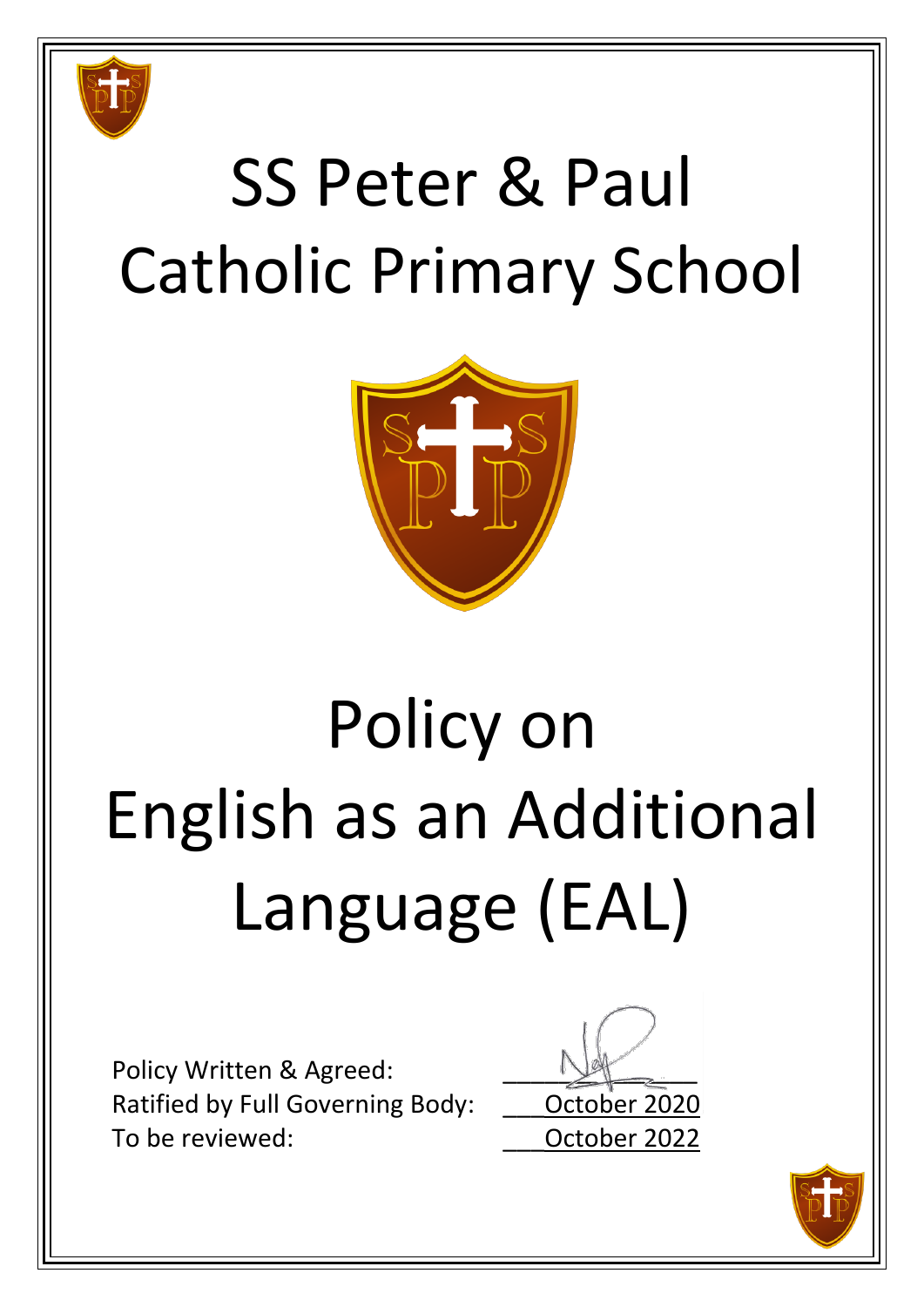# SS Peter & Paul Catholic Primary School

# Policy on English as an Additional Language (EAL)

Policy Written & Agreed:

Ratified by Full Governing Body: October 2020

To be reviewed: October 2022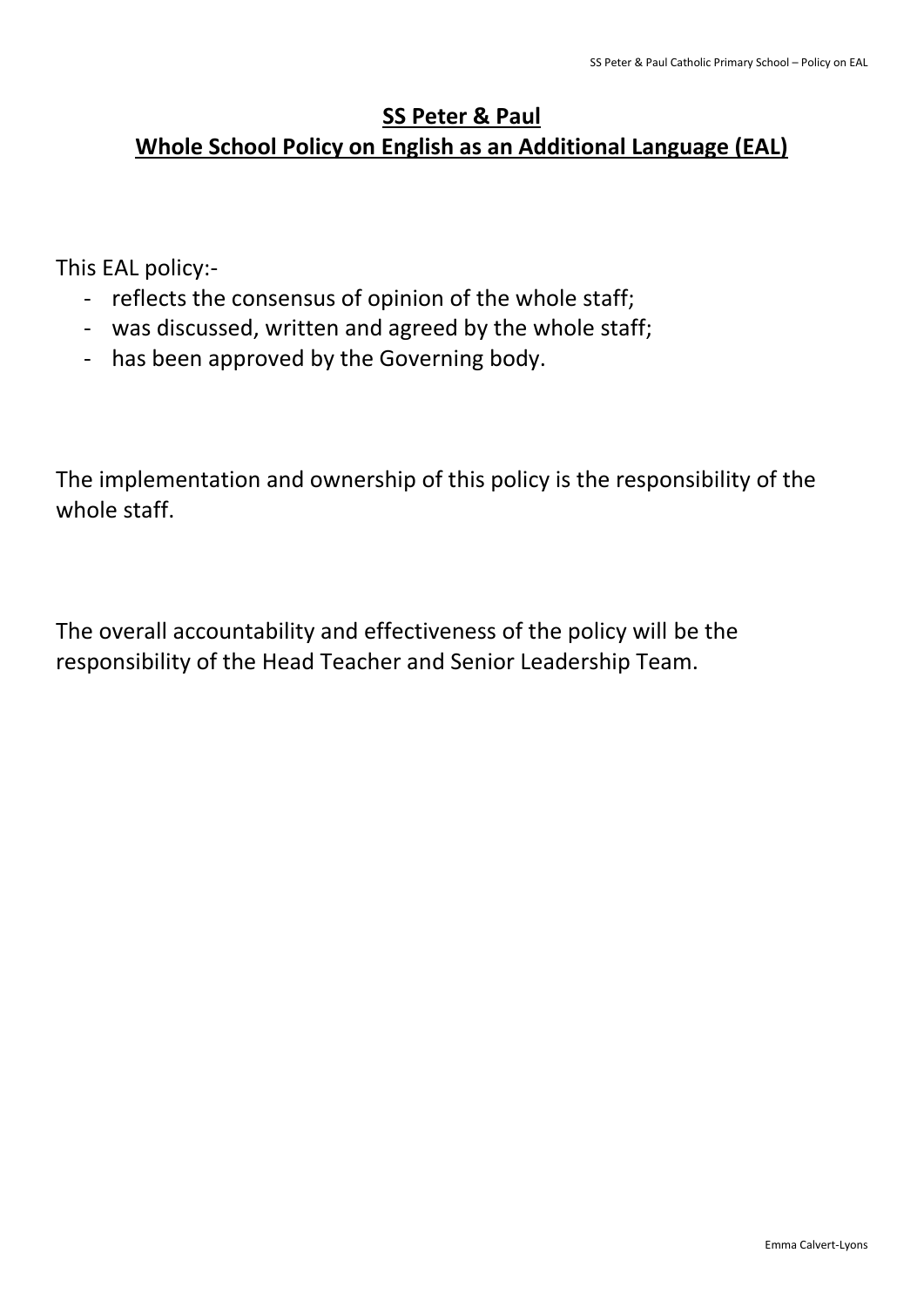# SS Peter & Paul
## Whole School Policy on English as an Additional Language (EAL)

This EAL policy:-

- reflects the consensus of opinion of the whole staff;
- was discussed, written and agreed by the whole staff;
- has been approved by the Governing body.

The implementation and ownership of this policy is the responsibility of the whole staff.

The overall accountability and effectiveness of the policy will be the responsibility of the Head Teacher and Senior Leadership Team.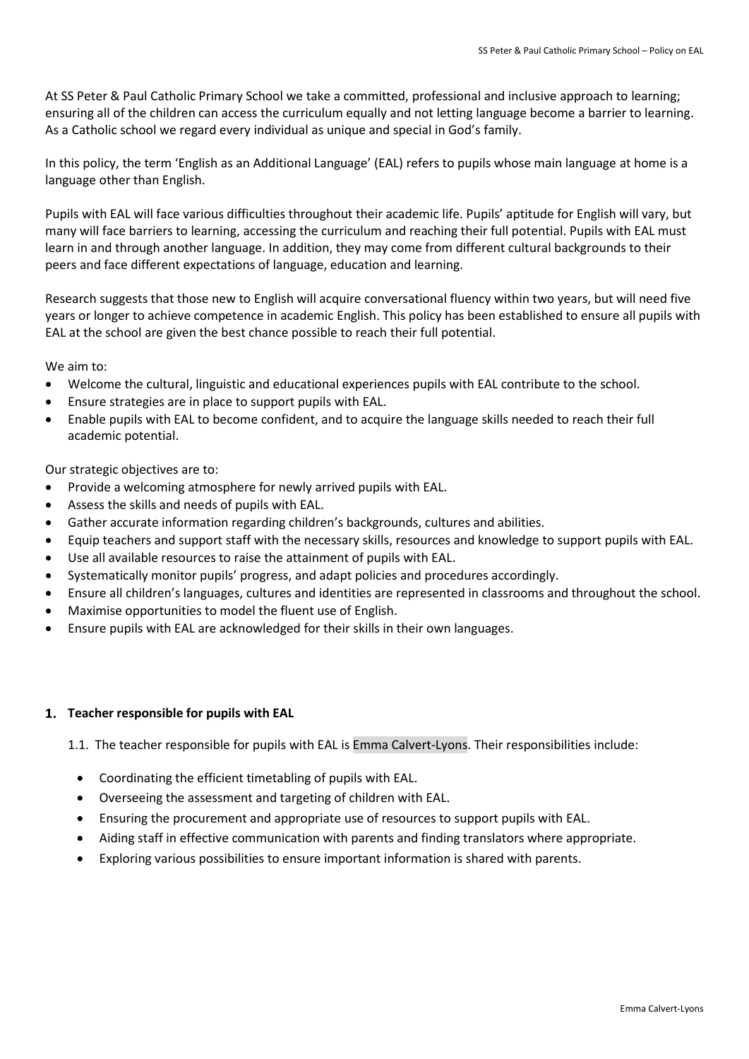At SS Peter & Paul Catholic Primary School we take a committed, professional and inclusive approach to learning; ensuring all of the children can access the curriculum equally and not letting language become a barrier to learning. As a Catholic school we regard every individual as unique and special in God's family.

In this policy, the term 'English as an Additional Language' (EAL) refers to pupils whose main language at home is a language other than English.

Pupils with EAL will face various difficulties throughout their academic life. Pupils' aptitude for English will vary, but many will face barriers to learning, accessing the curriculum and reaching their full potential. Pupils with EAL must learn in and through another language. In addition, they may come from different cultural backgrounds to their peers and face different expectations of language, education and learning.

Research suggests that those new to English will acquire conversational fluency within two years, but will need five years or longer to achieve competence in academic English. This policy has been established to ensure all pupils with EAL at the school are given the best chance possible to reach their full potential.

We aim to:

- Welcome the cultural, linguistic and educational experiences pupils with EAL contribute to the school.
- Ensure strategies are in place to support pupils with EAL.
- Enable pupils with EAL to become confident, and to acquire the language skills needed to reach their full academic potential.

Our strategic objectives are to:

- Provide a welcoming atmosphere for newly arrived pupils with EAL.
- Assess the skills and needs of pupils with EAL.
- Gather accurate information regarding children's backgrounds, cultures and abilities.
- Equip teachers and support staff with the necessary skills, resources and knowledge to support pupils with EAL.
- Use all available resources to raise the attainment of pupils with EAL.
- Systematically monitor pupils' progress, and adapt policies and procedures accordingly.
- Ensure all children's languages, cultures and identities are represented in classrooms and throughout the school.
- Maximise opportunities to model the fluent use of English.
- Ensure pupils with EAL are acknowledged for their skills in their own languages.

## 1. Teacher responsible for pupils with EAL

1.1. The teacher responsible for pupils with EAL is Emma Calvert-Lyons. Their responsibilities include:

- Coordinating the efficient timetabling of pupils with EAL.
- Overseeing the assessment and targeting of children with EAL.
- Ensuring the procurement and appropriate use of resources to support pupils with EAL.
- Aiding staff in effective communication with parents and finding translators where appropriate.
- Exploring various possibilities to ensure important information is shared with parents.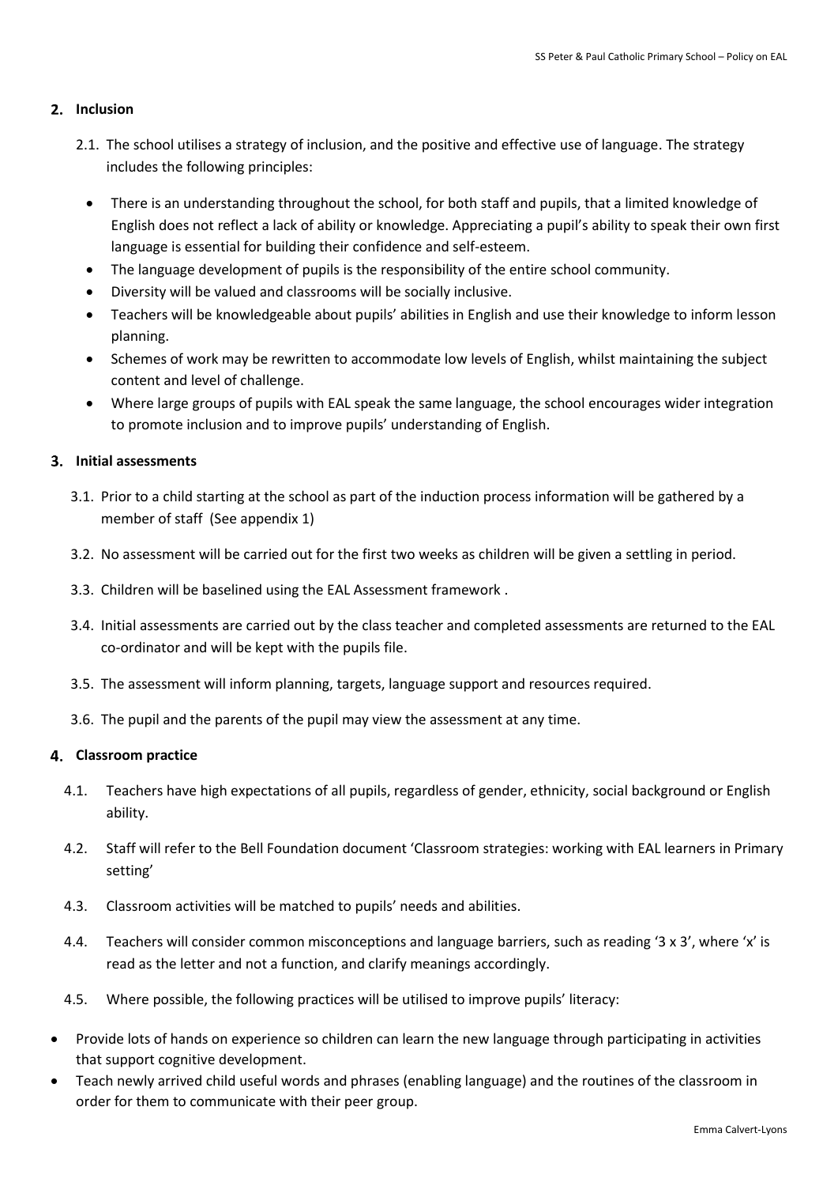## 2. Inclusion

2.1. The school utilises a strategy of inclusion, and the positive and effective use of language. The strategy includes the following principles:

- There is an understanding throughout the school, for both staff and pupils, that a limited knowledge of English does not reflect a lack of ability or knowledge. Appreciating a pupil's ability to speak their own first language is essential for building their confidence and self-esteem.
- The language development of pupils is the responsibility of the entire school community.
- Diversity will be valued and classrooms will be socially inclusive.
- Teachers will be knowledgeable about pupils' abilities in English and use their knowledge to inform lesson planning.
- Schemes of work may be rewritten to accommodate low levels of English, whilst maintaining the subject content and level of challenge.
- Where large groups of pupils with EAL speak the same language, the school encourages wider integration to promote inclusion and to improve pupils' understanding of English.

## 3. Initial assessments

3.1. Prior to a child starting at the school as part of the induction process information will be gathered by a member of staff (See appendix 1)

3.2. No assessment will be carried out for the first two weeks as children will be given a settling in period.

3.3. Children will be baselined using the EAL Assessment framework .

3.4. Initial assessments are carried out by the class teacher and completed assessments are returned to the EAL co-ordinator and will be kept with the pupils file.

3.5. The assessment will inform planning, targets, language support and resources required.

3.6. The pupil and the parents of the pupil may view the assessment at any time.

## 4. Classroom practice

4.1. Teachers have high expectations of all pupils, regardless of gender, ethnicity, social background or English ability.

4.2. Staff will refer to the Bell Foundation document 'Classroom strategies: working with EAL learners in Primary setting'

4.3. Classroom activities will be matched to pupils' needs and abilities.

4.4. Teachers will consider common misconceptions and language barriers, such as reading '3 x 3', where 'x' is read as the letter and not a function, and clarify meanings accordingly.

4.5. Where possible, the following practices will be utilised to improve pupils' literacy:

- Provide lots of hands on experience so children can learn the new language through participating in activities that support cognitive development.
- Teach newly arrived child useful words and phrases (enabling language) and the routines of the classroom in order for them to communicate with their peer group.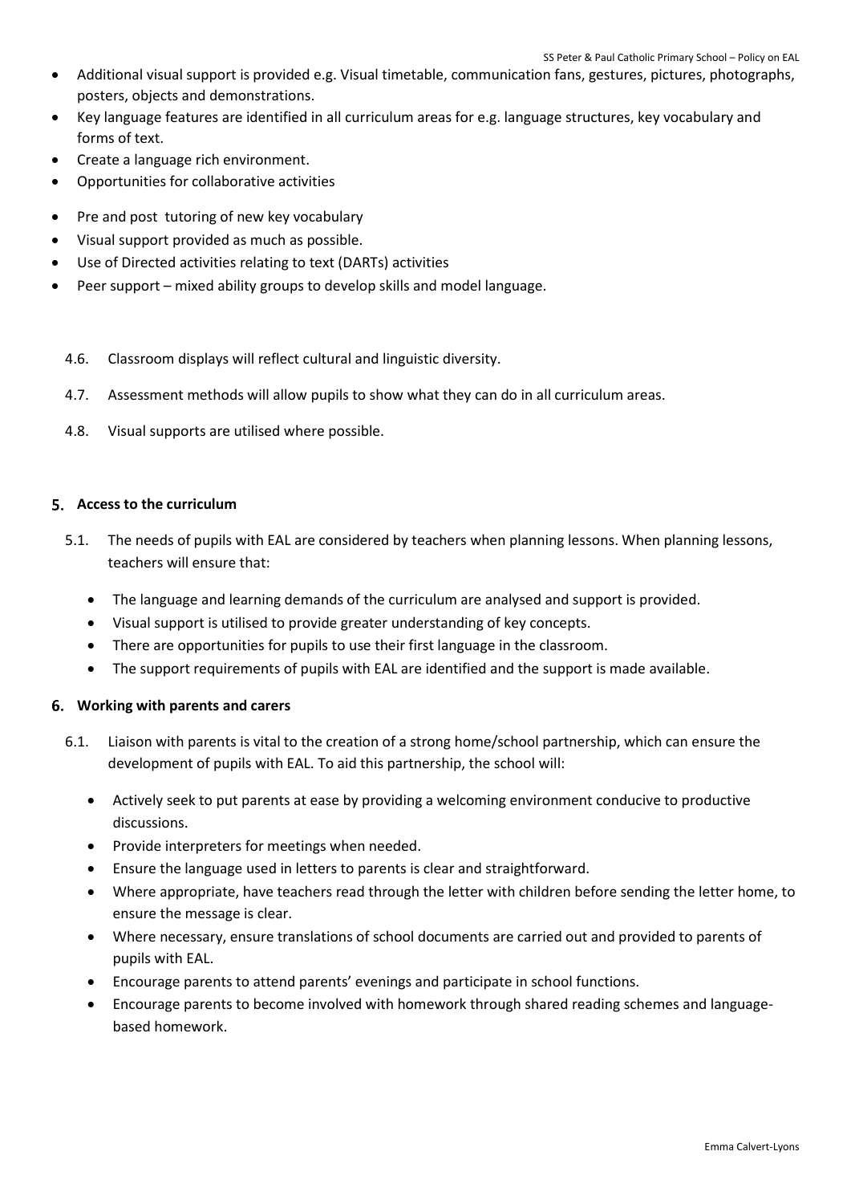- Additional visual support is provided e.g. Visual timetable, communication fans, gestures, pictures, photographs, posters, objects and demonstrations.
- Key language features are identified in all curriculum areas for e.g. language structures, key vocabulary and forms of text.
- Create a language rich environment.
- Opportunities for collaborative activities
- Pre and post tutoring of new key vocabulary
- Visual support provided as much as possible.
- Use of Directed activities relating to text (DARTs) activities
- Peer support – mixed ability groups to develop skills and model language.

4.6. Classroom displays will reflect cultural and linguistic diversity.

4.7. Assessment methods will allow pupils to show what they can do in all curriculum areas.

4.8. Visual supports are utilised where possible.

## 5. Access to the curriculum

5.1. The needs of pupils with EAL are considered by teachers when planning lessons. When planning lessons, teachers will ensure that:

- The language and learning demands of the curriculum are analysed and support is provided.
- Visual support is utilised to provide greater understanding of key concepts.
- There are opportunities for pupils to use their first language in the classroom.
- The support requirements of pupils with EAL are identified and the support is made available.

## 6. Working with parents and carers

6.1. Liaison with parents is vital to the creation of a strong home/school partnership, which can ensure the development of pupils with EAL. To aid this partnership, the school will:

- Actively seek to put parents at ease by providing a welcoming environment conducive to productive discussions.
- Provide interpreters for meetings when needed.
- Ensure the language used in letters to parents is clear and straightforward.
- Where appropriate, have teachers read through the letter with children before sending the letter home, to ensure the message is clear.
- Where necessary, ensure translations of school documents are carried out and provided to parents of pupils with EAL.
- Encourage parents to attend parents' evenings and participate in school functions.
- Encourage parents to become involved with homework through shared reading schemes and language-based homework.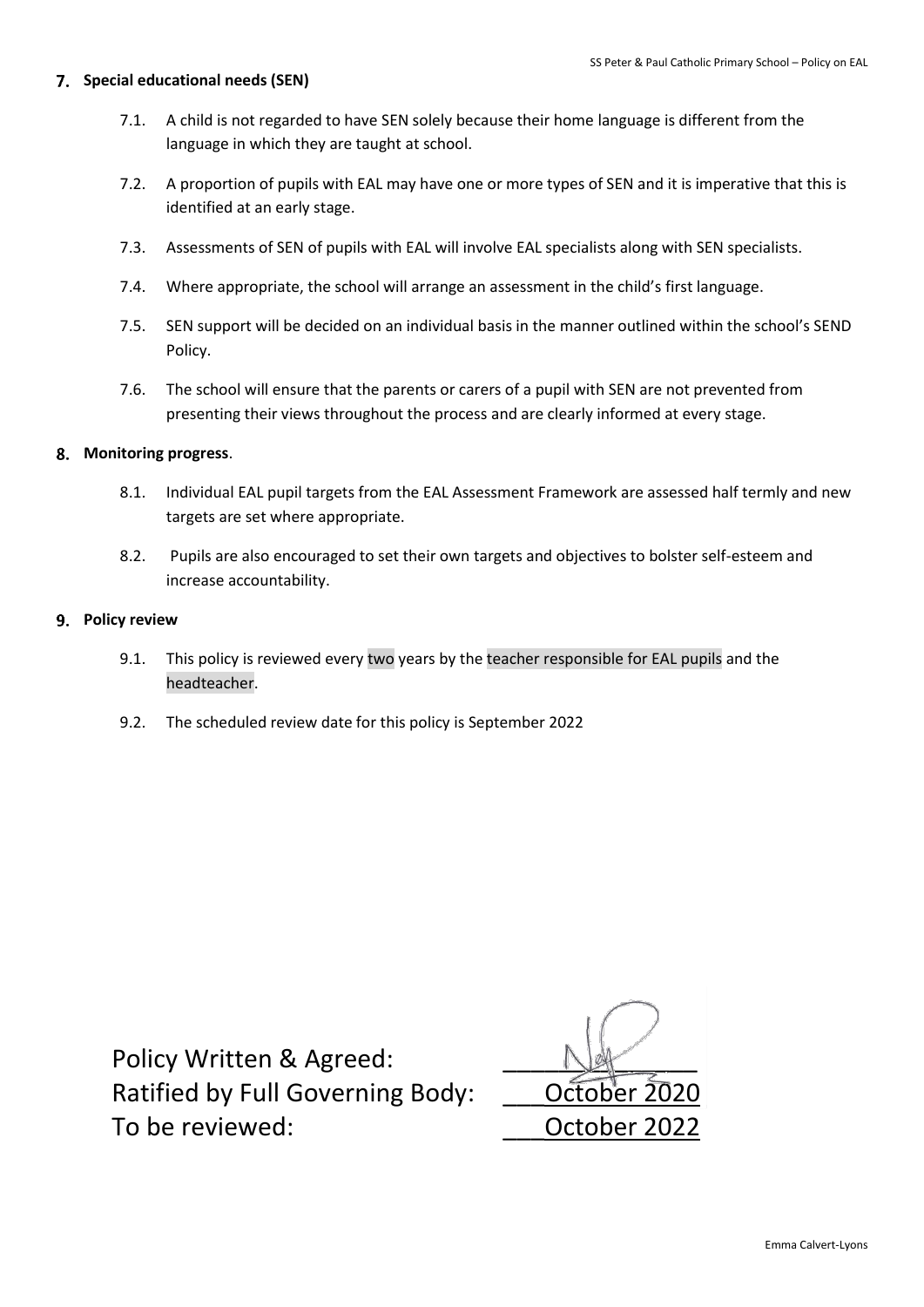## 7. Special educational needs (SEN)

7.1. A child is not regarded to have SEN solely because their home language is different from the language in which they are taught at school.

7.2. A proportion of pupils with EAL may have one or more types of SEN and it is imperative that this is identified at an early stage.

7.3. Assessments of SEN of pupils with EAL will involve EAL specialists along with SEN specialists.

7.4. Where appropriate, the school will arrange an assessment in the child's first language.

7.5. SEN support will be decided on an individual basis in the manner outlined within the school's SEND Policy.

7.6. The school will ensure that the parents or carers of a pupil with SEN are not prevented from presenting their views throughout the process and are clearly informed at every stage.

## 8. Monitoring progress.

8.1. Individual EAL pupil targets from the EAL Assessment Framework are assessed half termly and new targets are set where appropriate.

8.2. Pupils are also encouraged to set their own targets and objectives to bolster self-esteem and increase accountability.

## 9. Policy review

9.1. This policy is reviewed every two years by the teacher responsible for EAL pupils and the headteacher.

9.2. The scheduled review date for this policy is September 2022

Policy Written & Agreed: _______________

Ratified by Full Governing Body: ___October 2020

To be reviewed: ___October 2022

Emma Calvert-Lyons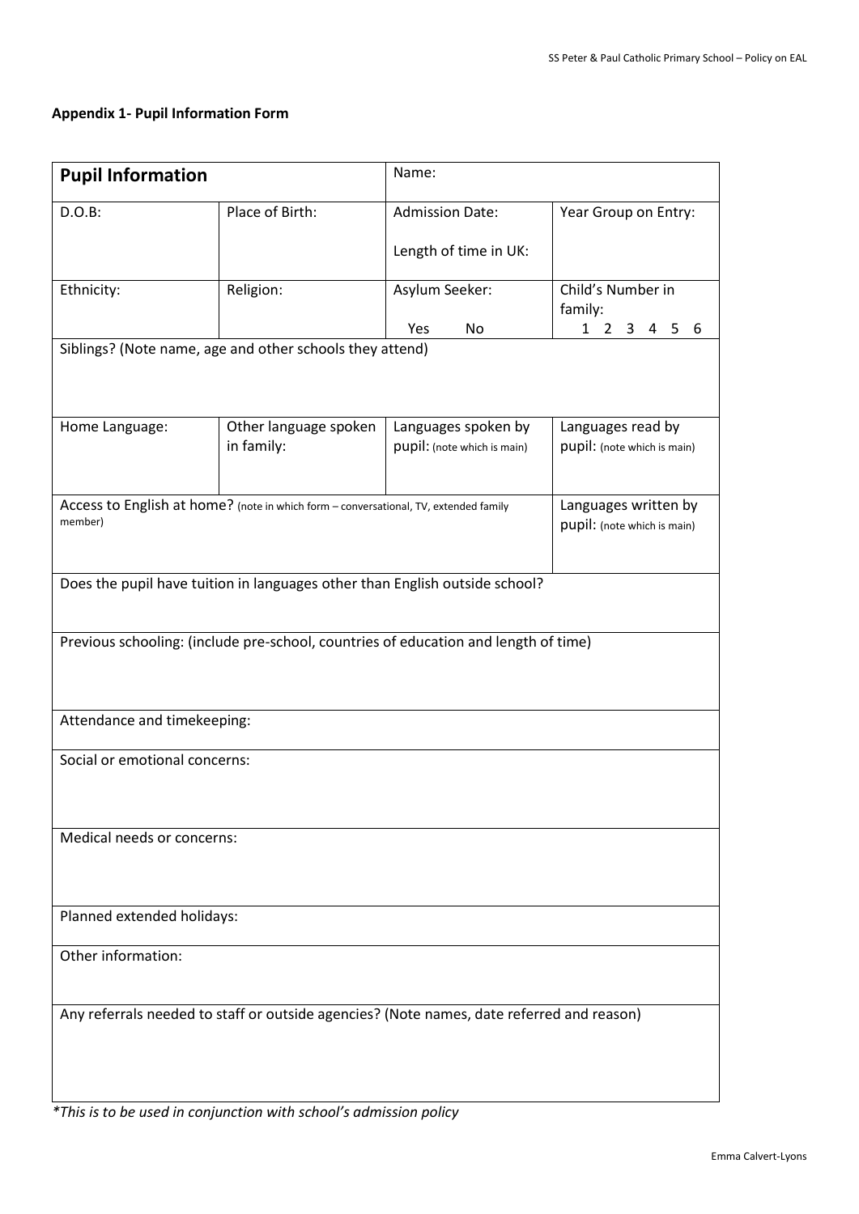**Appendix 1- Pupil Information Form**

| | | | |
|---|---|---|---|
| **Pupil Information** | | Name: | |
| D.O.B: | Place of Birth: | Admission Date:<br><br>Length of time in UK: | Year Group on Entry: |
| Ethnicity: | Religion: | Asylum Seeker:<br><br>Yes No | Child's Number in family:<br>1 2 3 4 5 6 |
| Siblings? (Note name, age and other schools they attend) | | | |
| Home Language: | Other language spoken in family: | Languages spoken by pupil: (note which is main) | Languages read by pupil: (note which is main) |
| Access to English at home? (note in which form – conversational, TV, extended family member) | | | Languages written by pupil: (note which is main) |
| Does the pupil have tuition in languages other than English outside school? | | | |
| Previous schooling: (include pre-school, countries of education and length of time) | | | |
| Attendance and timekeeping: | | | |
| Social or emotional concerns: | | | |
| Medical needs or concerns: | | | |
| Planned extended holidays: | | | |
| Other information: | | | |
| Any referrals needed to staff or outside agencies? (Note names, date referred and reason) | | | |

*\*This is to be used in conjunction with school's admission policy*